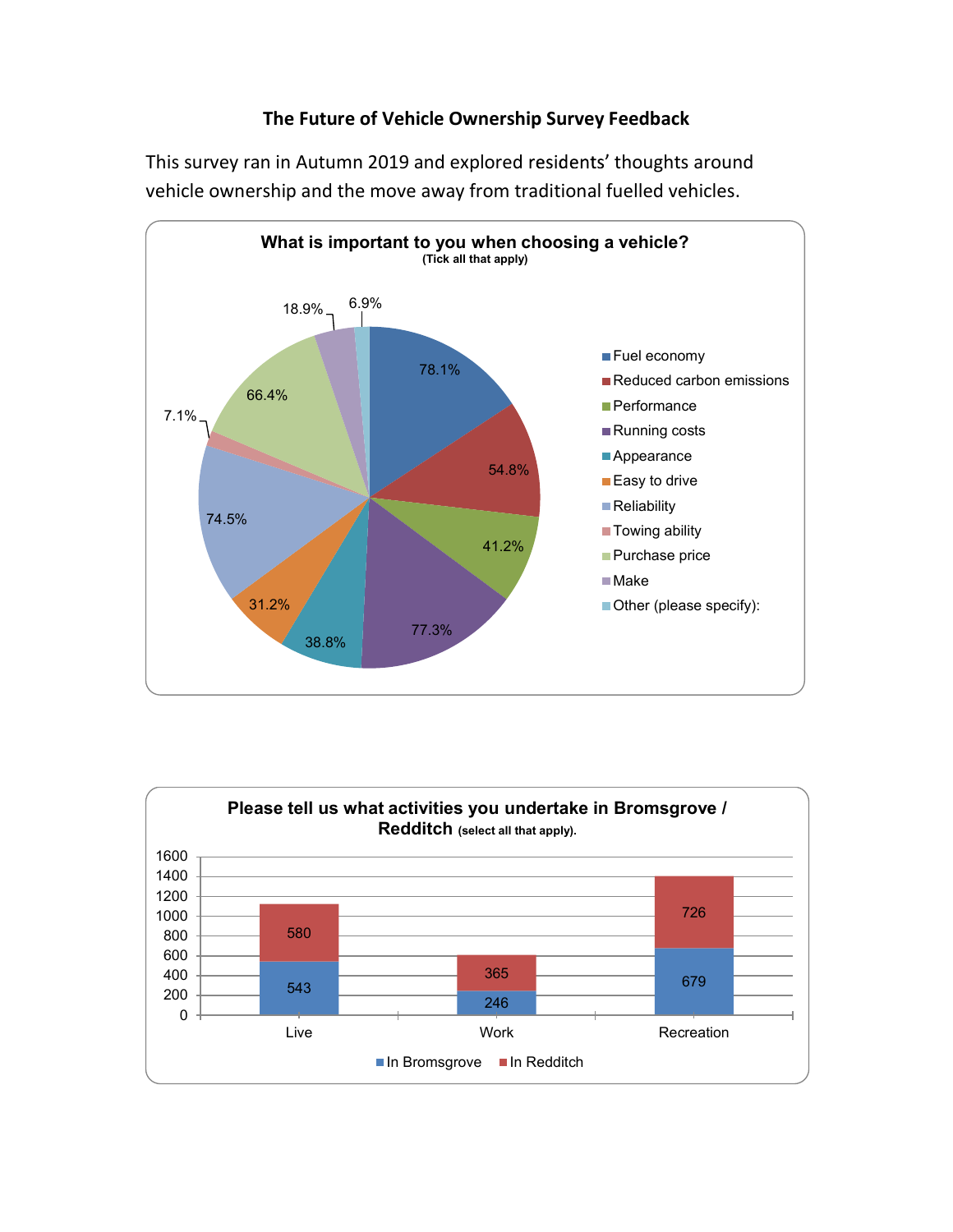# The Future of Vehicle Ownership Survey Feedback

This survey ran in Autumn 2019 and explored residents' thoughts around vehicle ownership and the move away from traditional fuelled vehicles.

**What is important to you when choosing a vehicle?**
**(Tick all that apply)**

| Option | Percentage |
| --- | --- |
| Fuel economy | 78.1% |
| Reduced carbon emissions | 54.8% |
| Performance | 41.2% |
| Running costs | 77.3% |
| Appearance | 38.8% |
| Easy to drive | 31.2% |
| Reliability | 74.5% |
| Towing ability | 7.1% |
| Purchase price | 66.4% |
| Make | 18.9% |
| Other (please specify): | 6.9% |

**Please tell us what activities you undertake in Bromsgrove / Redditch (select all that apply).**

| Activity | In Bromsgrove | In Redditch |
| --- | --- | --- |
| Live | 543 | 580 |
| Work | 246 | 365 |
| Recreation | 679 | 726 |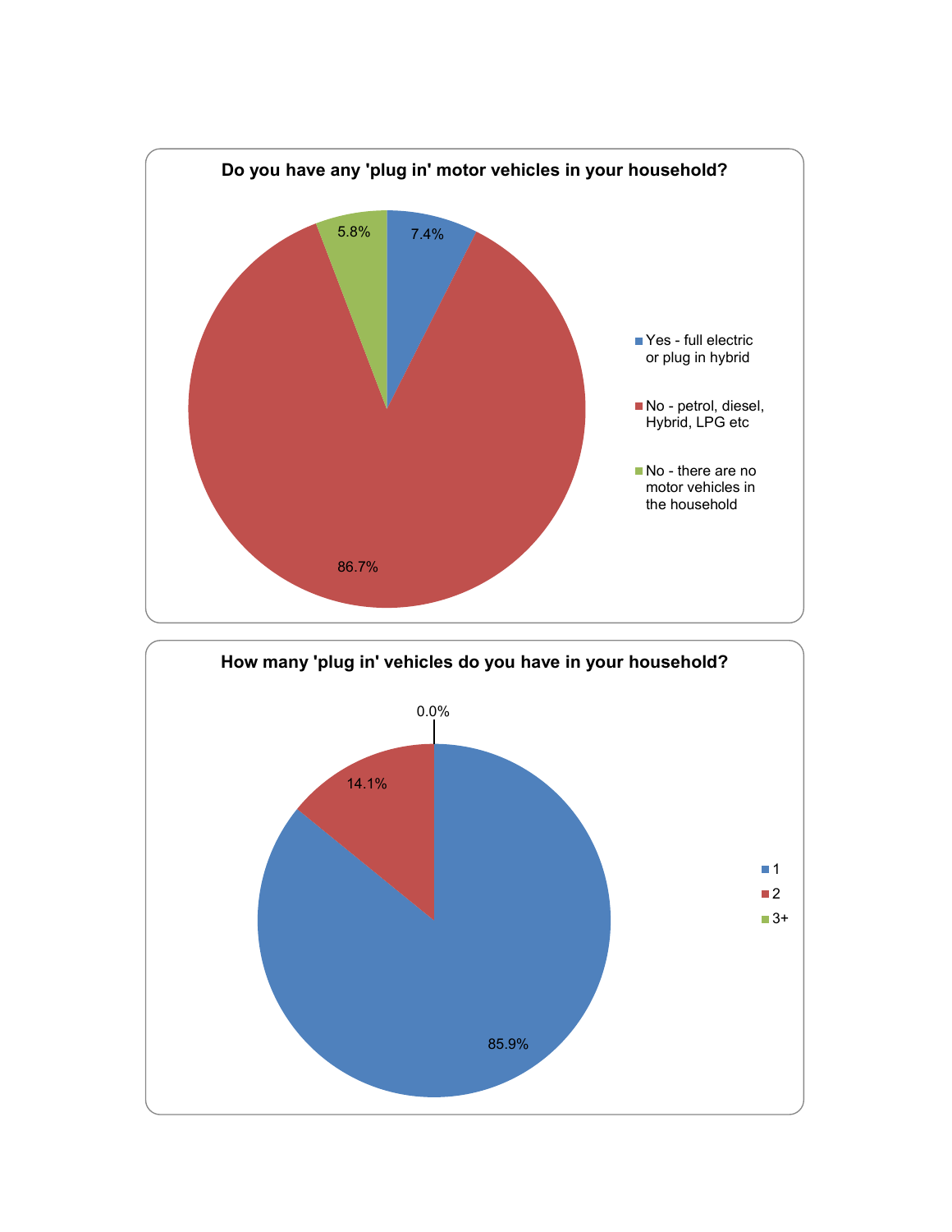**Do you have any 'plug in' motor vehicles in your household?**

| Response | Percentage |
|---|---|
| Yes - full electric or plug in hybrid | 7.4% |
| No - petrol, diesel, Hybrid, LPG etc | 86.7% |
| No - there are no motor vehicles in the household | 5.8% |

**How many 'plug in' vehicles do you have in your household?**

| Response | Percentage |
|---|---|
| 1 | 85.9% |
| 2 | 14.1% |
| 3+ | 0.0% |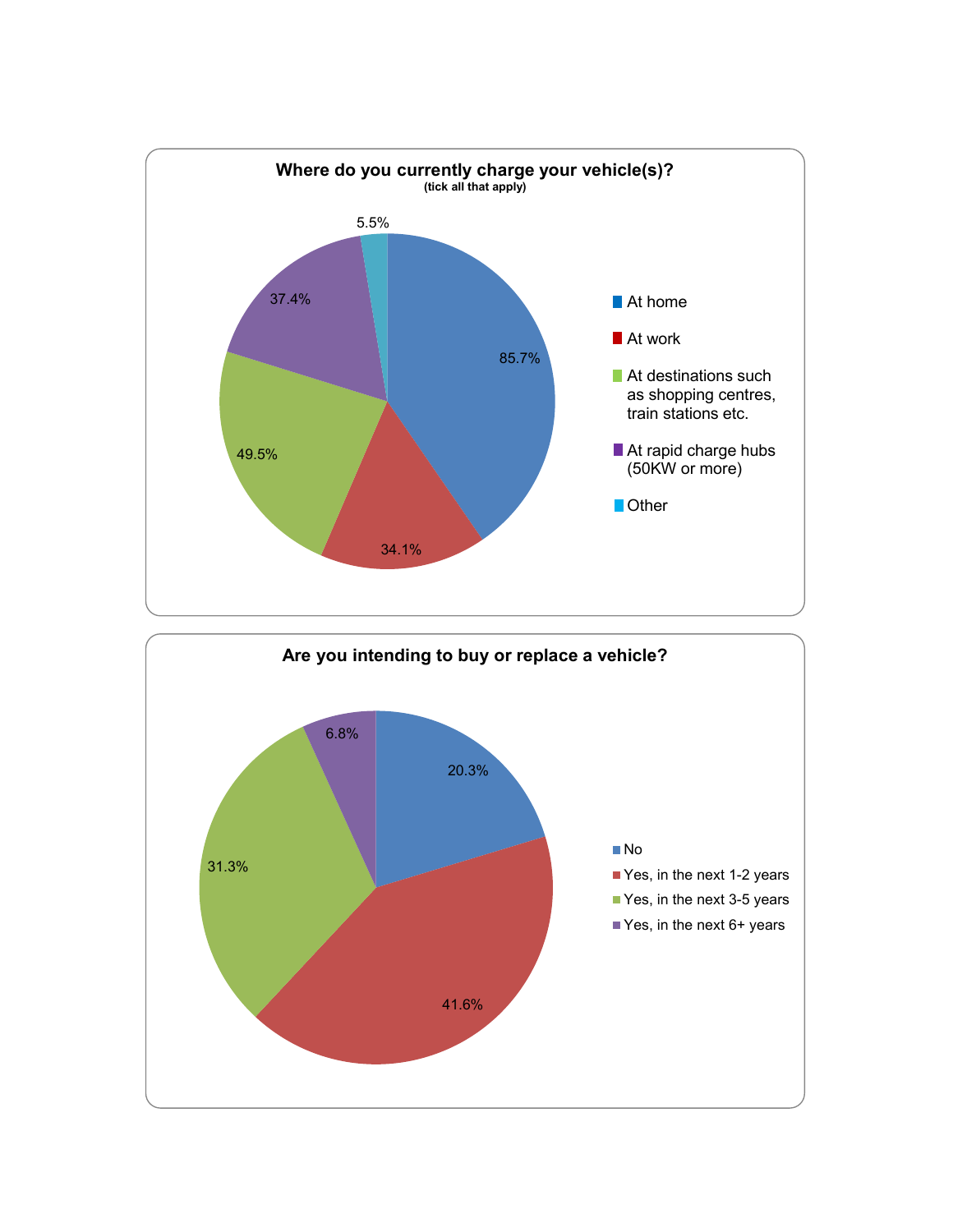**Where do you currently charge your vehicle(s)?**
(tick all that apply)

| Location | Percentage |
| --- | --- |
| At home | 85.7% |
| At work | 34.1% |
| At destinations such as shopping centres, train stations etc. | 49.5% |
| At rapid charge hubs (50KW or more) | 37.4% |
| Other | 5.5% |

**Are you intending to buy or replace a vehicle?**

| Response | Percentage |
| --- | --- |
| No | 20.3% |
| Yes, in the next 1-2 years | 41.6% |
| Yes, in the next 3-5 years | 31.3% |
| Yes, in the next 6+ years | 6.8% |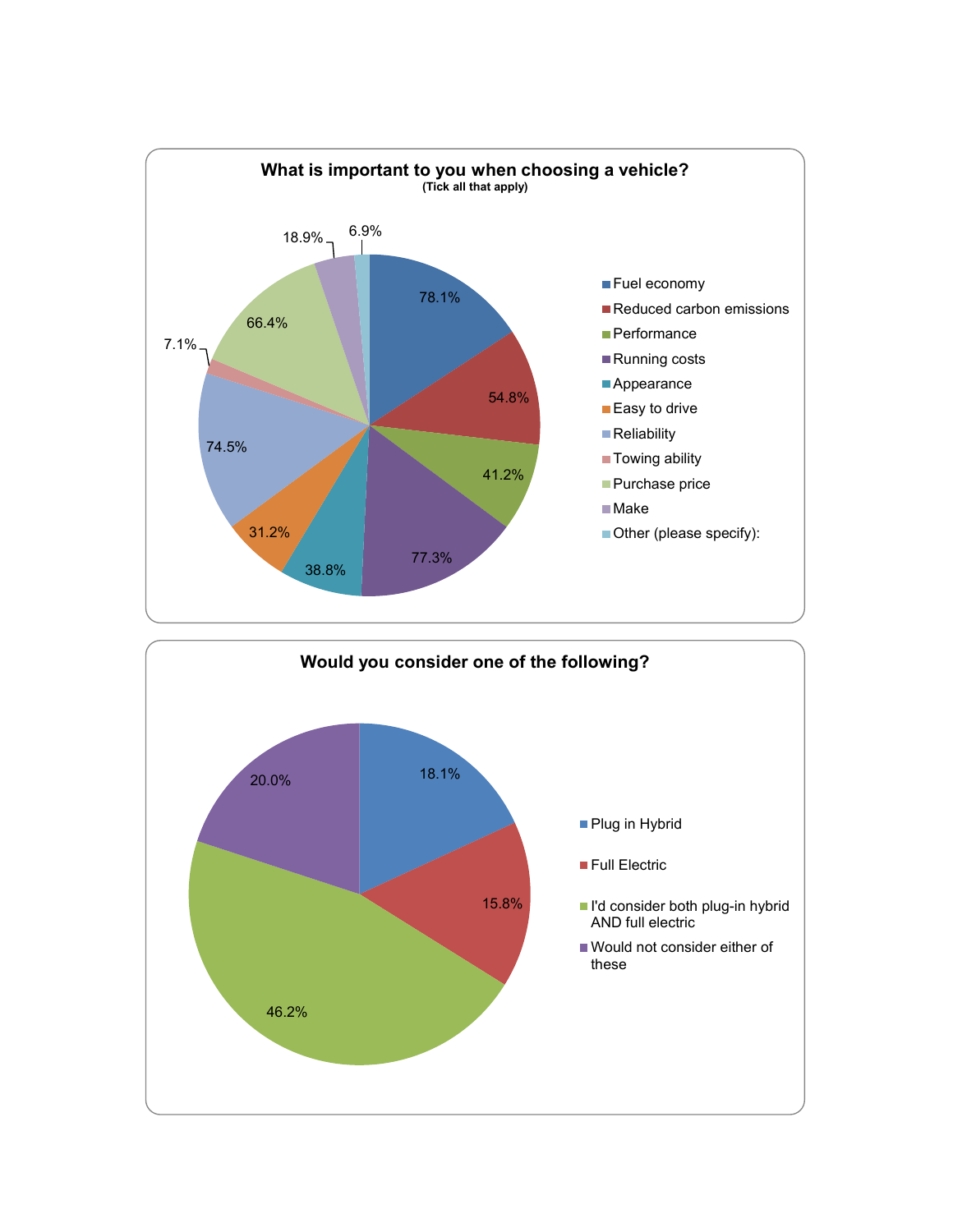## What is important to you when choosing a vehicle?

(Tick all that apply)

| Option | Percentage |
|---|---|
| Fuel economy | 78.1% |
| Reduced carbon emissions | 54.8% |
| Performance | 41.2% |
| Running costs | 77.3% |
| Appearance | 38.8% |
| Easy to drive | 31.2% |
| Reliability | 74.5% |
| Towing ability | 7.1% |
| Purchase price | 66.4% |
| Make | 18.9% |
| Other (please specify): | 6.9% |

## Would you consider one of the following?

| Option | Percentage |
|---|---|
| Plug in Hybrid | 18.1% |
| Full Electric | 15.8% |
| I'd consider both plug-in hybrid AND full electric | 46.2% |
| Would not consider either of these | 20.0% |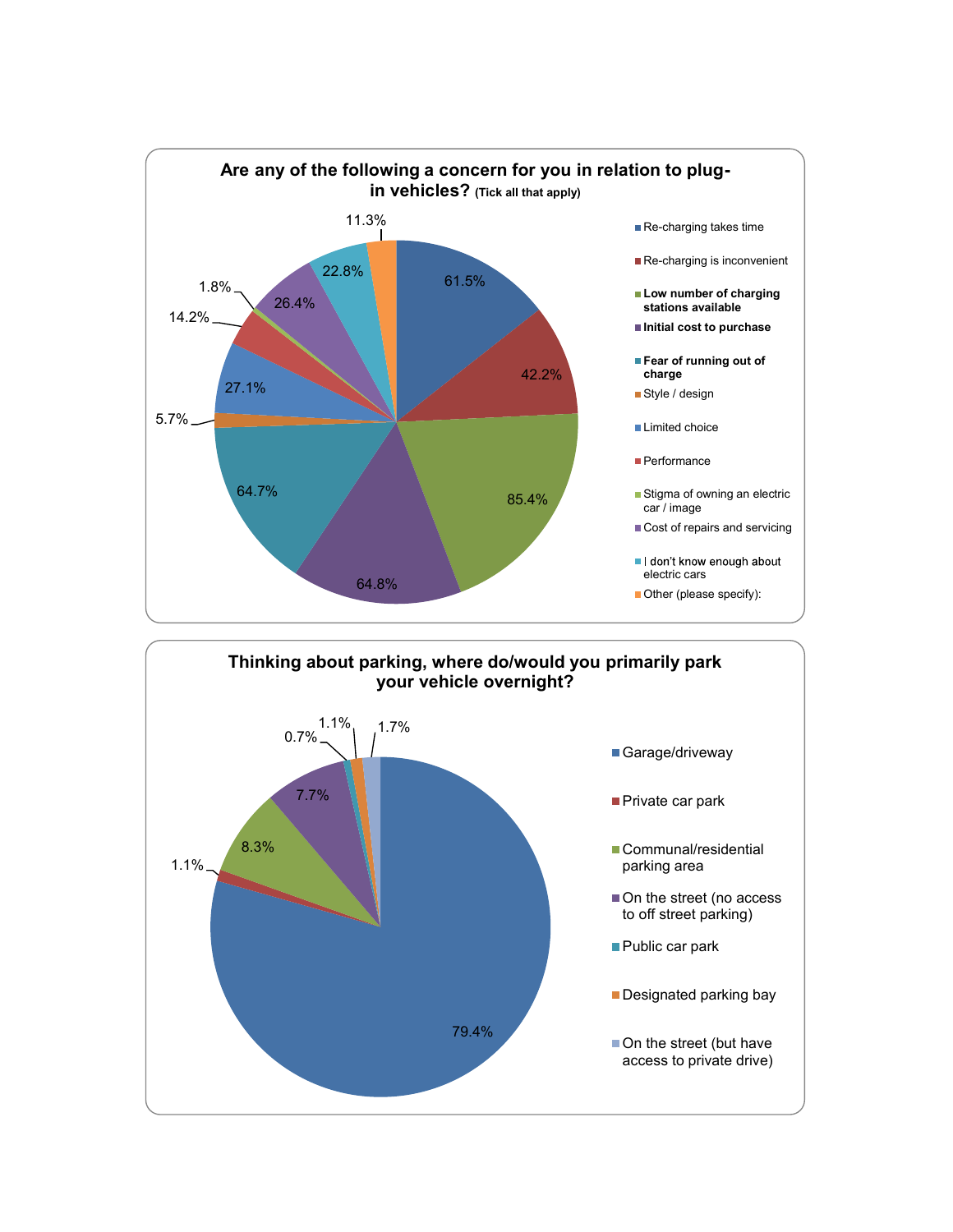## Are any of the following a concern for you in relation to plug-in vehicles? (Tick all that apply)

| Concern | Percentage |
| --- | --- |
| Re-charging takes time | 61.5% |
| Re-charging is inconvenient | 42.2% |
| Low number of charging stations available | 85.4% |
| Initial cost to purchase | 64.8% |
| Fear of running out of charge | 64.7% |
| Style / design | 5.7% |
| Limited choice | 27.1% |
| Performance | 14.2% |
| Stigma of owning an electric car / image | 1.8% |
| Cost of repairs and servicing | 26.4% |
| I don't know enough about electric cars | 22.8% |
| Other (please specify): | 11.3% |

## Thinking about parking, where do/would you primarily park your vehicle overnight?

| Location | Percentage |
| --- | --- |
| Garage/driveway | 79.4% |
| Private car park | 1.1% |
| Communal/residential parking area | 8.3% |
| On the street (no access to off street parking) | 7.7% |
| Public car park | 0.7% |
| Designated parking bay | 1.1% |
| On the street (but have access to private drive) | 1.7% |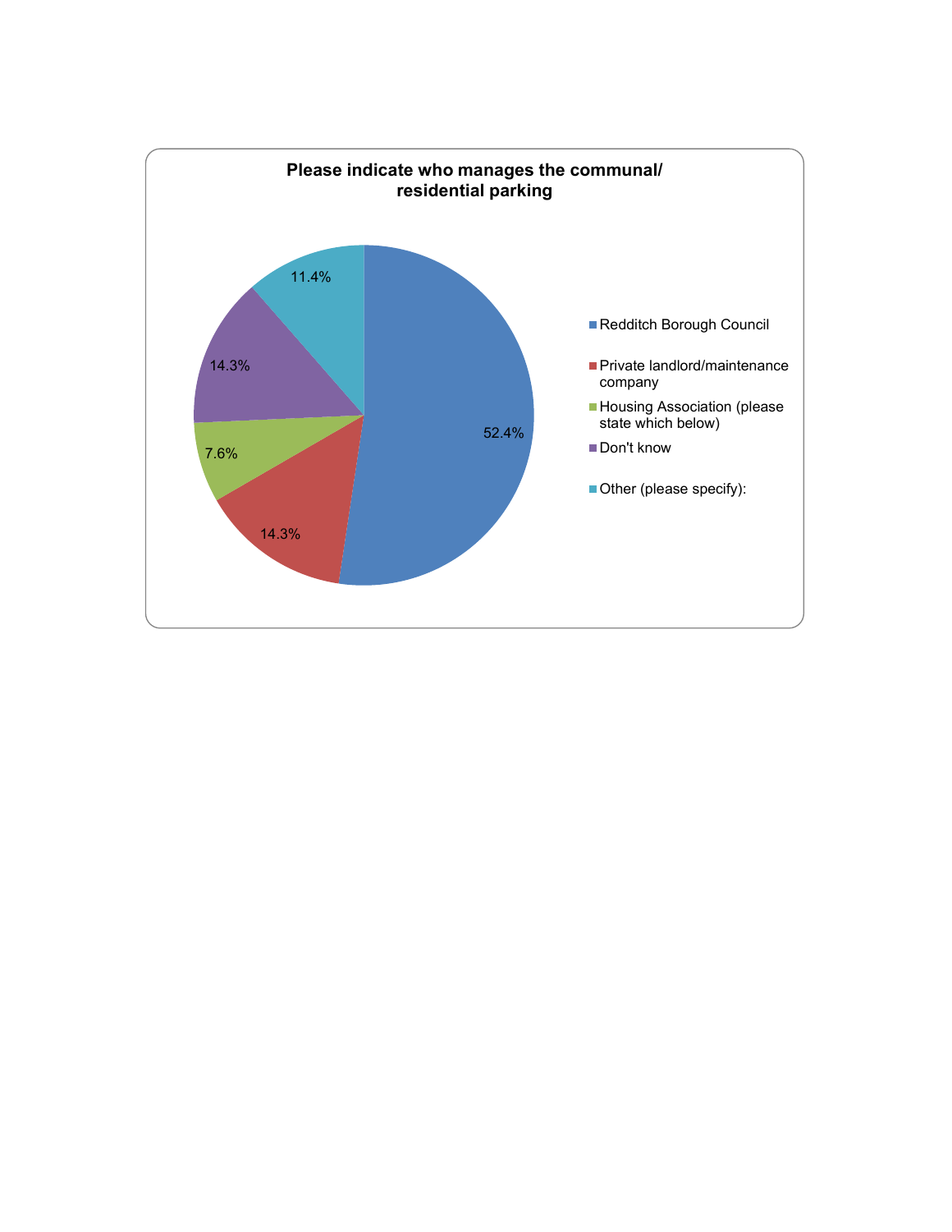**Please indicate who manages the communal/ residential parking**

| Response | Percentage |
| --- | --- |
| Redditch Borough Council | 52.4% |
| Private landlord/maintenance company | 14.3% |
| Housing Association (please state which below) | 7.6% |
| Don't know | 14.3% |
| Other (please specify): | 11.4% |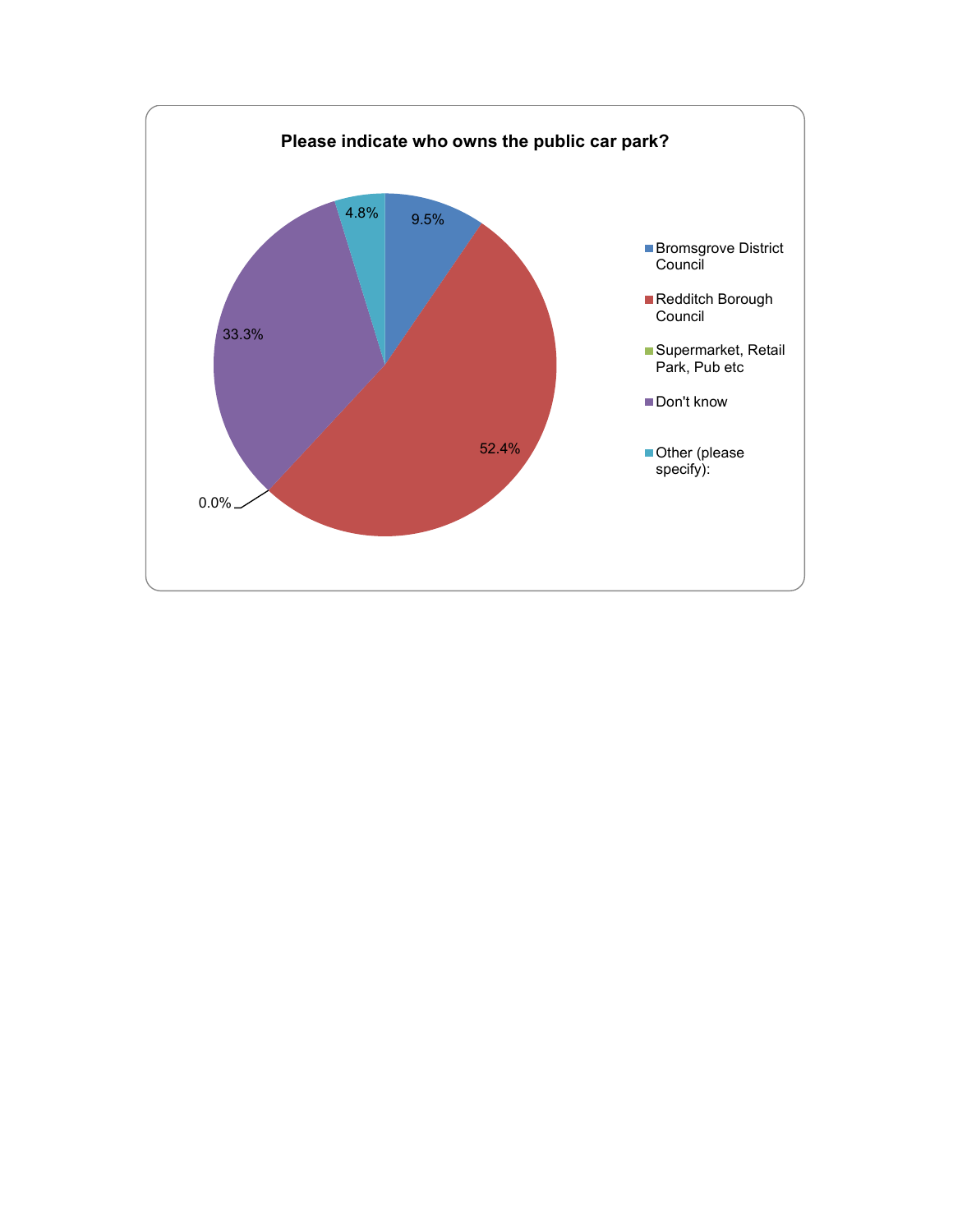**Please indicate who owns the public car park?**

9.5%

52.4%

0.0%

33.3%

4.8%

Bromsgrove District Council

Redditch Borough Council

Supermarket, Retail Park, Pub etc

Don't know

Other (please specify):